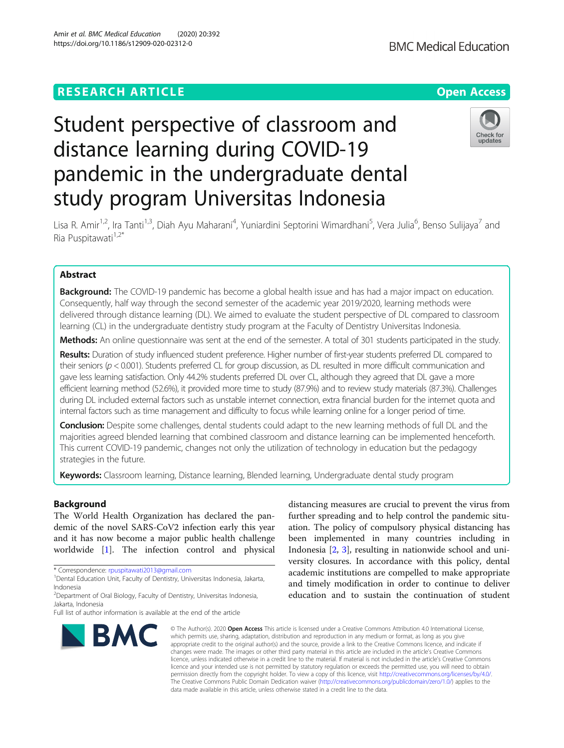RESEARCH ARTICLE

Open Access

# Student perspective of classroom and distance learning during COVID-19 pandemic in the undergraduate dental study program Universitas Indonesia

Lisa R. Amir[1,2], Ira Tanti[1,3], Diah Ayu Maharani[4], Yuniardini Septorini Wimardhani[5], Vera Julia[6], Benso Sulijaya[7] and Ria Puspitawati[1,2*]

## Abstract

**Background:** The COVID-19 pandemic has become a global health issue and has had a major impact on education. Consequently, half way through the second semester of the academic year 2019/2020, learning methods were delivered through distance learning (DL). We aimed to evaluate the student perspective of DL compared to classroom learning (CL) in the undergraduate dentistry study program at the Faculty of Dentistry Universitas Indonesia.

**Methods:** An online questionnaire was sent at the end of the semester. A total of 301 students participated in the study.

**Results:** Duration of study influenced student preference. Higher number of first-year students preferred DL compared to their seniors ($p < 0.001$). Students preferred CL for group discussion, as DL resulted in more difficult communication and gave less learning satisfaction. Only 44.2% students preferred DL over CL, although they agreed that DL gave a more efficient learning method (52.6%), it provided more time to study (87.9%) and to review study materials (87.3%). Challenges during DL included external factors such as unstable internet connection, extra financial burden for the internet quota and internal factors such as time management and difficulty to focus while learning online for a longer period of time.

**Conclusion:** Despite some challenges, dental students could adapt to the new learning methods of full DL and the majorities agreed blended learning that combined classroom and distance learning can be implemented henceforth. This current COVID-19 pandemic, changes not only the utilization of technology in education but the pedagogy strategies in the future.

**Keywords:** Classroom learning, Distance learning, Blended learning, Undergraduate dental study program

## Background

The World Health Organization has declared the pandemic of the novel SARS-CoV2 infection early this year and it has now become a major public health challenge worldwide [1]. The infection control and physical distancing measures are crucial to prevent the virus from further spreading and to help control the pandemic situation. The policy of compulsory physical distancing has been implemented in many countries including in Indonesia [2, 3], resulting in nationwide school and university closures. In accordance with this policy, dental academic institutions are compelled to make appropriate and timely modification in order to continue to deliver education and to sustain the continuation of student

\* Correspondence: rpuspitawati2013@gmail.com
[1]Dental Education Unit, Faculty of Dentistry, Universitas Indonesia, Jakarta, Indonesia
[2]Department of Oral Biology, Faculty of Dentistry, Universitas Indonesia, Jakarta, Indonesia
Full list of author information is available at the end of the article

© The Author(s). 2020 **Open Access** This article is licensed under a Creative Commons Attribution 4.0 International License, which permits use, sharing, adaptation, distribution and reproduction in any medium or format, as long as you give appropriate credit to the original author(s) and the source, provide a link to the Creative Commons licence, and indicate if changes were made. The images or other third party material in this article are included in the article's Creative Commons licence, unless indicated otherwise in a credit line to the material. If material is not included in the article's Creative Commons licence and your intended use is not permitted by statutory regulation or exceeds the permitted use, you will need to obtain permission directly from the copyright holder. To view a copy of this licence, visit http://creativecommons.org/licenses/by/4.0/. The Creative Commons Public Domain Dedication waiver (http://creativecommons.org/publicdomain/zero/1.0/) applies to the data made available in this article, unless otherwise stated in a credit line to the data.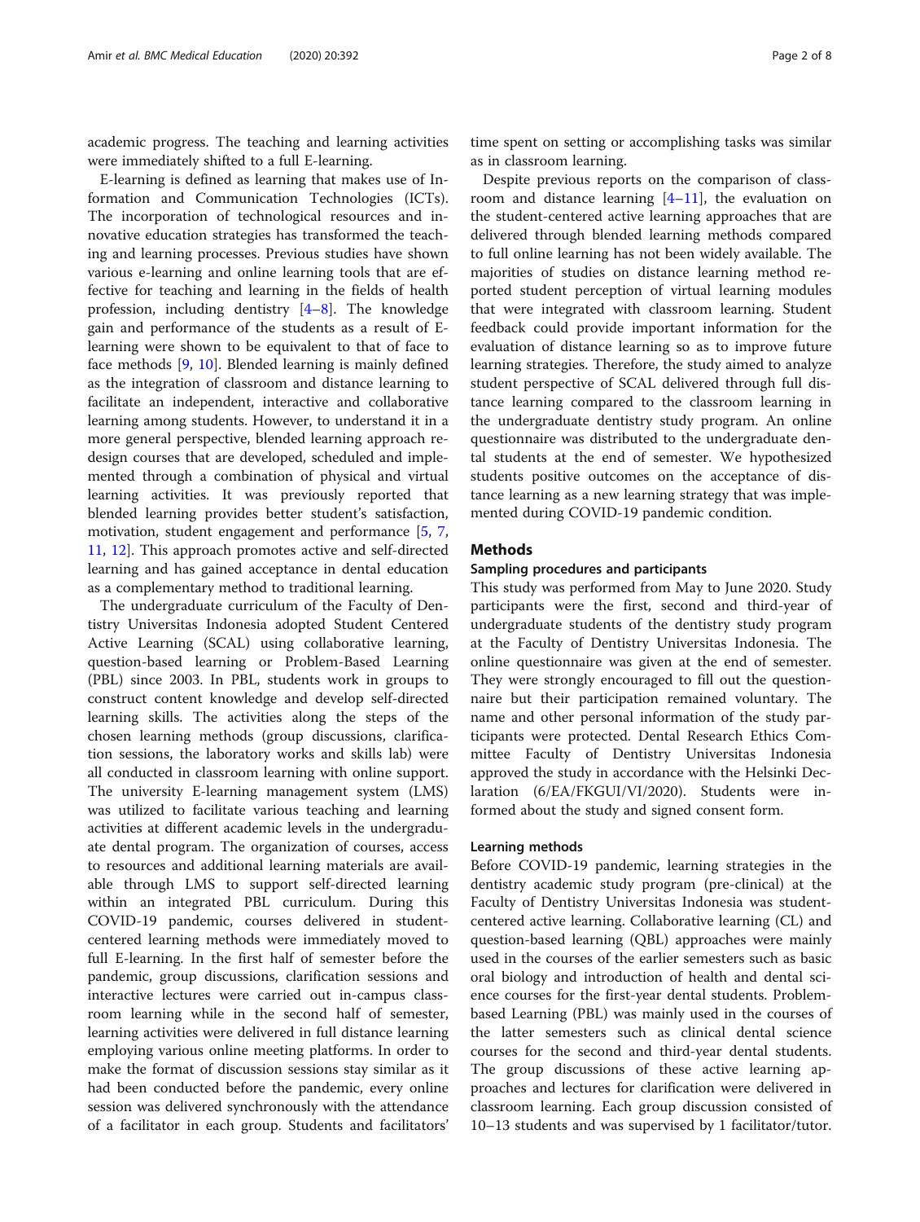academic progress. The teaching and learning activities were immediately shifted to a full E-learning.

E-learning is defined as learning that makes use of Information and Communication Technologies (ICTs). The incorporation of technological resources and innovative education strategies has transformed the teaching and learning processes. Previous studies have shown various e-learning and online learning tools that are effective for teaching and learning in the fields of health profession, including dentistry [4–8]. The knowledge gain and performance of the students as a result of E-learning were shown to be equivalent to that of face to face methods [9, 10]. Blended learning is mainly defined as the integration of classroom and distance learning to facilitate an independent, interactive and collaborative learning among students. However, to understand it in a more general perspective, blended learning approach redesign courses that are developed, scheduled and implemented through a combination of physical and virtual learning activities. It was previously reported that blended learning provides better student's satisfaction, motivation, student engagement and performance [5, 7, 11, 12]. This approach promotes active and self-directed learning and has gained acceptance in dental education as a complementary method to traditional learning.

The undergraduate curriculum of the Faculty of Dentistry Universitas Indonesia adopted Student Centered Active Learning (SCAL) using collaborative learning, question-based learning or Problem-Based Learning (PBL) since 2003. In PBL, students work in groups to construct content knowledge and develop self-directed learning skills. The activities along the steps of the chosen learning methods (group discussions, clarification sessions, the laboratory works and skills lab) were all conducted in classroom learning with online support. The university E-learning management system (LMS) was utilized to facilitate various teaching and learning activities at different academic levels in the undergraduate dental program. The organization of courses, access to resources and additional learning materials are available through LMS to support self-directed learning within an integrated PBL curriculum. During this COVID-19 pandemic, courses delivered in student-centered learning methods were immediately moved to full E-learning. In the first half of semester before the pandemic, group discussions, clarification sessions and interactive lectures were carried out in-campus classroom learning while in the second half of semester, learning activities were delivered in full distance learning employing various online meeting platforms. In order to make the format of discussion sessions stay similar as it had been conducted before the pandemic, every online session was delivered synchronously with the attendance of a facilitator in each group. Students and facilitators' time spent on setting or accomplishing tasks was similar as in classroom learning.

Despite previous reports on the comparison of classroom and distance learning [4–11], the evaluation on the student-centered active learning approaches that are delivered through blended learning methods compared to full online learning has not been widely available. The majorities of studies on distance learning method reported student perception of virtual learning modules that were integrated with classroom learning. Student feedback could provide important information for the evaluation of distance learning so as to improve future learning strategies. Therefore, the study aimed to analyze student perspective of SCAL delivered through full distance learning compared to the classroom learning in the undergraduate dentistry study program. An online questionnaire was distributed to the undergraduate dental students at the end of semester. We hypothesized students positive outcomes on the acceptance of distance learning as a new learning strategy that was implemented during COVID-19 pandemic condition.

## Methods

### Sampling procedures and participants

This study was performed from May to June 2020. Study participants were the first, second and third-year of undergraduate students of the dentistry study program at the Faculty of Dentistry Universitas Indonesia. The online questionnaire was given at the end of semester. They were strongly encouraged to fill out the questionnaire but their participation remained voluntary. The name and other personal information of the study participants were protected. Dental Research Ethics Committee Faculty of Dentistry Universitas Indonesia approved the study in accordance with the Helsinki Declaration (6/EA/FKGUI/VI/2020). Students were informed about the study and signed consent form.

### Learning methods

Before COVID-19 pandemic, learning strategies in the dentistry academic study program (pre-clinical) at the Faculty of Dentistry Universitas Indonesia was student-centered active learning. Collaborative learning (CL) and question-based learning (QBL) approaches were mainly used in the courses of the earlier semesters such as basic oral biology and introduction of health and dental science courses for the first-year dental students. Problem-based Learning (PBL) was mainly used in the courses of the latter semesters such as clinical dental science courses for the second and third-year dental students. The group discussions of these active learning approaches and lectures for clarification were delivered in classroom learning. Each group discussion consisted of 10–13 students and was supervised by 1 facilitator/tutor.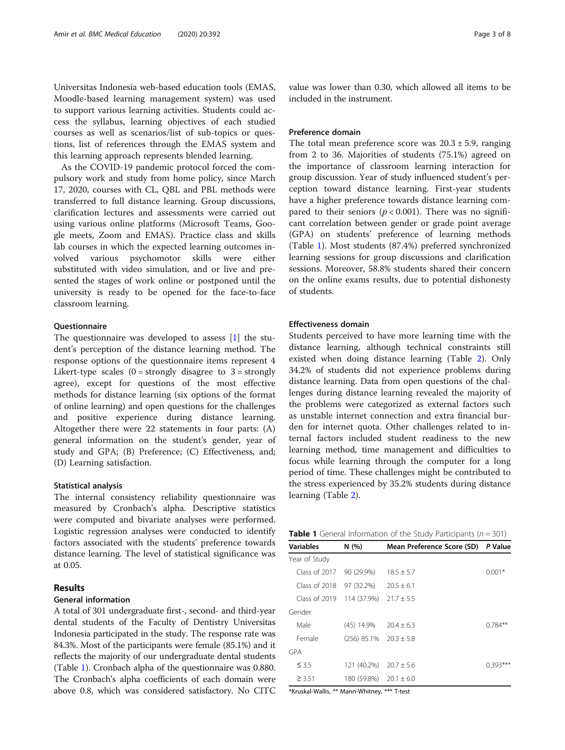Universitas Indonesia web-based education tools (EMAS, Moodle-based learning management system) was used to support various learning activities. Students could access the syllabus, learning objectives of each studied courses as well as scenarios/list of sub-topics or questions, list of references through the EMAS system and this learning approach represents blended learning.

As the COVID-19 pandemic protocol forced the compulsory work and study from home policy, since March 17, 2020, courses with CL, QBL and PBL methods were transferred to full distance learning. Group discussions, clarification lectures and assessments were carried out using various online platforms (Microsoft Teams, Google meets, Zoom and EMAS). Practice class and skills lab courses in which the expected learning outcomes involved various psychomotor skills were either substituted with video simulation, and or live and presented the stages of work online or postponed until the university is ready to be opened for the face-to-face classroom learning.

### Questionnaire

The questionnaire was developed to assess [1] the student's perception of the distance learning method. The response options of the questionnaire items represent 4 Likert-type scales (0 = strongly disagree to 3 = strongly agree), except for questions of the most effective methods for distance learning (six options of the format of online learning) and open questions for the challenges and positive experience during distance learning. Altogether there were 22 statements in four parts: (A) general information on the student's gender, year of study and GPA; (B) Preference; (C) Effectiveness, and; (D) Learning satisfaction.

### Statistical analysis

The internal consistency reliability questionnaire was measured by Cronbach's alpha. Descriptive statistics were computed and bivariate analyses were performed. Logistic regression analyses were conducted to identify factors associated with the students' preference towards distance learning. The level of statistical significance was at 0.05.

## Results

### General information

A total of 301 undergraduate first-, second- and third-year dental students of the Faculty of Dentistry Universitas Indonesia participated in the study. The response rate was 84.3%. Most of the participants were female (85.1%) and it reflects the majority of our undergraduate dental students (Table 1). Cronbach alpha of the questionnaire was 0.880. The Cronbach's alpha coefficients of each domain were above 0.8, which was considered satisfactory. No CITC value was lower than 0.30, which allowed all items to be included in the instrument.

### Preference domain

The total mean preference score was $20.3 \pm 5.9$, ranging from 2 to 36. Majorities of students (75.1%) agreed on the importance of classroom learning interaction for group discussion. Year of study influenced student's perception toward distance learning. First-year students have a higher preference towards distance learning compared to their seniors ($p < 0.001$). There was no significant correlation between gender or grade point average (GPA) on students' preference of learning methods (Table 1). Most students (87.4%) preferred synchronized learning sessions for group discussions and clarification sessions. Moreover, 58.8% students shared their concern on the online exams results, due to potential dishonesty of students.

### Effectiveness domain

Students perceived to have more learning time with the distance learning, although technical constraints still existed when doing distance learning (Table 2). Only 34.2% of students did not experience problems during distance learning. Data from open questions of the challenges during distance learning revealed the majority of the problems were categorized as external factors such as unstable internet connection and extra financial burden for internet quota. Other challenges related to internal factors included student readiness to the new learning method, time management and difficulties to focus while learning through the computer for a long period of time. These challenges might be contributed to the stress experienced by 35.2% students during distance learning (Table 2).

**Table 1** General Information of the Study Participants ($n = 301$)

| Variables | N (%) | Mean Preference Score (SD) | P Value |
|---|---|---|---|
| Year of Study | | | |
| Class of 2017 | 90 (29.9%) | $18.5 \pm 5.7$ | 0.001* |
| Class of 2018 | 97 (32.2%) | $20.5 \pm 6.1$ | |
| Class of 2019 | 114 (37.9%) | $21.7 \pm 5.5$ | |
| Gender | | | |
| Male | (45) 14.9% | $20.4 \pm 6.3$ | 0.784** |
| Female | (256) 85.1% | $20.3 \pm 5.8$ | |
| GPA | | | |
| ≤ 3.5 | 121 (40.2%) | $20.7 \pm 5.6$ | 0.393*** |
| ≥ 3.51 | 180 (59.8%) | $20.1 \pm 6.0$ | |

*Kruskal-Wallis, ** Mann-Whitney, *** T-test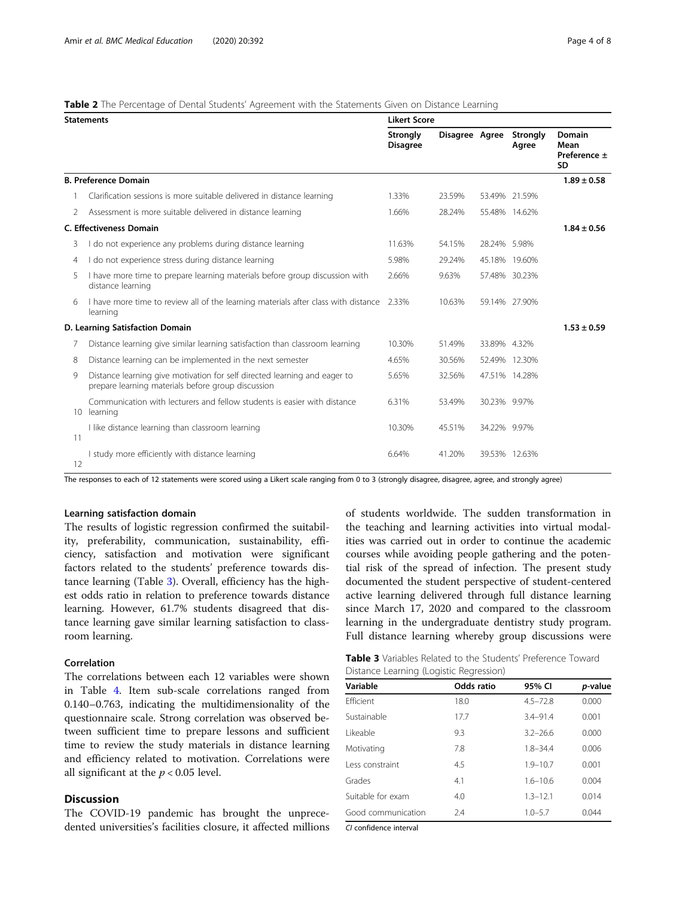**Table 2** The Percentage of Dental Students' Agreement with the Statements Given on Distance Learning

| Statements | | Likert Score | | | | |
|---|---|---|---|---|---|---|
| | | Strongly Disagree | Disagree | Agree | Strongly Agree | Domain Mean Preference ± SD |
| **B. Preference Domain** | | | | | | **1.89 ± 0.58** |
| 1 | Clarification sessions is more suitable delivered in distance learning | 1.33% | 23.59% | 53.49% | 21.59% | |
| 2 | Assessment is more suitable delivered in distance learning | 1.66% | 28.24% | 55.48% | 14.62% | |
| **C. Effectiveness Domain** | | | | | | **1.84 ± 0.56** |
| 3 | I do not experience any problems during distance learning | 11.63% | 54.15% | 28.24% | 5.98% | |
| 4 | I do not experience stress during distance learning | 5.98% | 29.24% | 45.18% | 19.60% | |
| 5 | I have more time to prepare learning materials before group discussion with distance learning | 2.66% | 9.63% | 57.48% | 30.23% | |
| 6 | I have more time to review all of the learning materials after class with distance learning | 2.33% | 10.63% | 59.14% | 27.90% | |
| **D. Learning Satisfaction Domain** | | | | | | **1.53 ± 0.59** |
| 7 | Distance learning give similar learning satisfaction than classroom learning | 10.30% | 51.49% | 33.89% | 4.32% | |
| 8 | Distance learning can be implemented in the next semester | 4.65% | 30.56% | 52.49% | 12.30% | |
| 9 | Distance learning give motivation for self directed learning and eager to prepare learning materials before group discussion | 5.65% | 32.56% | 47.51% | 14.28% | |
| 10 | Communication with lecturers and fellow students is easier with distance learning | 6.31% | 53.49% | 30.23% | 9.97% | |
| 11 | I like distance learning than classroom learning | 10.30% | 45.51% | 34.22% | 9.97% | |
| 12 | I study more efficiently with distance learning | 6.64% | 41.20% | 39.53% | 12.63% | |

The responses to each of 12 statements were scored using a Likert scale ranging from 0 to 3 (strongly disagree, disagree, agree, and strongly agree)

### Learning satisfaction domain

The results of logistic regression confirmed the suitability, preferability, communication, sustainability, efficiency, satisfaction and motivation were significant factors related to the students' preference towards distance learning (Table 3). Overall, efficiency has the highest odds ratio in relation to preference towards distance learning. However, 61.7% students disagreed that distance learning gave similar learning satisfaction to classroom learning.

### Correlation

The correlations between each 12 variables were shown in Table 4. Item sub-scale correlations ranged from 0.140–0.763, indicating the multidimensionality of the questionnaire scale. Strong correlation was observed between sufficient time to prepare lessons and sufficient time to review the study materials in distance learning and efficiency related to motivation. Correlations were all significant at the $p < 0.05$ level.

## Discussion

The COVID-19 pandemic has brought the unprecedented universities's facilities closure, it affected millions of students worldwide. The sudden transformation in the teaching and learning activities into virtual modalities was carried out in order to continue the academic courses while avoiding people gathering and the potential risk of the spread of infection. The present study documented the student perspective of student-centered active learning delivered through full distance learning since March 17, 2020 and compared to the classroom learning in the undergraduate dentistry study program. Full distance learning whereby group discussions were

**Table 3** Variables Related to the Students' Preference Toward Distance Learning (Logistic Regression)

| Variable | Odds ratio | 95% CI | *p*-value |
|---|---|---|---|
| Efficient | 18.0 | 4.5–72.8 | 0.000 |
| Sustainable | 17.7 | 3.4–91.4 | 0.001 |
| Likeable | 9.3 | 3.2–26.6 | 0.000 |
| Motivating | 7.8 | 1.8–34.4 | 0.006 |
| Less constraint | 4.5 | 1.9–10.7 | 0.001 |
| Grades | 4.1 | 1.6–10.6 | 0.004 |
| Suitable for exam | 4.0 | 1.3–12.1 | 0.014 |
| Good communication | 2.4 | 1.0–5.7 | 0.044 |

*CI* confidence interval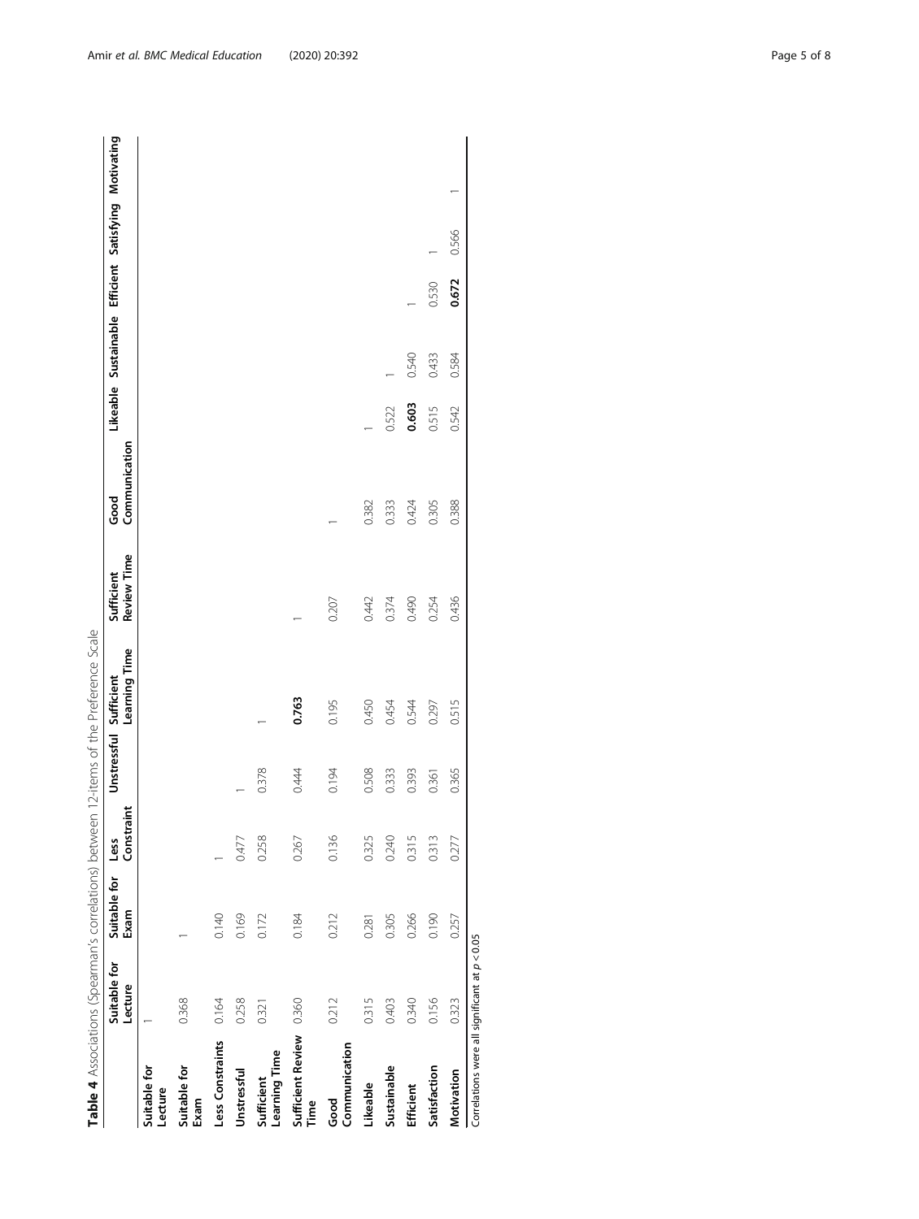**Table 4** Associations (Spearman's correlations) between 12-items of the Preference Scale

| | Suitable for Lecture | Suitable for Exam | Less Constraint | Unstressful | Sufficient Learning Time | Sufficient Review Time | Good Communication | Likeable | Sustainable | Efficient | Satisfying | Motivating |
|---|---|---|---|---|---|---|---|---|---|---|---|---|
| **Suitable for Lecture** | 1 | | | | | | | | | | | |
| **Suitable for Exam** | 0.368 | 1 | | | | | | | | | | |
| **Less Constraints** | 0.164 | 0.140 | 1 | | | | | | | | | |
| **Unstressful** | 0.258 | 0.169 | 0.477 | 1 | | | | | | | | |
| **Sufficient Learning Time** | 0.321 | 0.172 | 0.258 | 0.378 | 1 | | | | | | | |
| **Sufficient Review Time** | 0.360 | 0.184 | 0.267 | 0.444 | **0.763** | 1 | | | | | | |
| **Good Communication** | 0.212 | 0.212 | 0.136 | 0.194 | 0.195 | 0.207 | 1 | | | | | |
| **Likeable** | 0.315 | 0.281 | 0.325 | 0.508 | 0.450 | 0.442 | 0.382 | 1 | | | | |
| **Sustainable** | 0.403 | 0.305 | 0.240 | 0.333 | 0.454 | 0.374 | 0.333 | 0.522 | 1 | | | |
| **Efficient** | 0.340 | 0.266 | 0.315 | 0.393 | 0.544 | 0.490 | 0.424 | **0.603** | 0.540 | 1 | | |
| **Satisfaction** | 0.156 | 0.190 | 0.313 | 0.361 | 0.297 | 0.254 | 0.305 | 0.515 | 0.433 | 0.530 | 1 | |
| **Motivation** | 0.323 | 0.257 | 0.277 | 0.365 | 0.515 | 0.436 | 0.388 | 0.542 | 0.584 | **0.672** | 0.566 | 1 |

Correlations were all significant at $p < 0.05$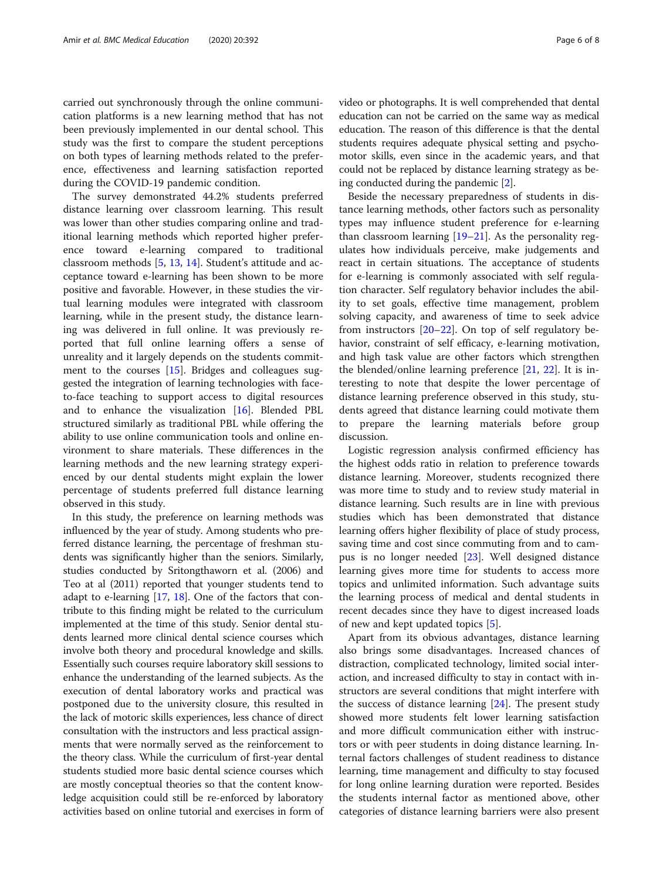carried out synchronously through the online communication platforms is a new learning method that has not been previously implemented in our dental school. This study was the first to compare the student perceptions on both types of learning methods related to the preference, effectiveness and learning satisfaction reported during the COVID-19 pandemic condition.

The survey demonstrated 44.2% students preferred distance learning over classroom learning. This result was lower than other studies comparing online and traditional learning methods which reported higher preference toward e-learning compared to traditional classroom methods [5, 13, 14]. Student's attitude and acceptance toward e-learning has been shown to be more positive and favorable. However, in these studies the virtual learning modules were integrated with classroom learning, while in the present study, the distance learning was delivered in full online. It was previously reported that full online learning offers a sense of unreality and it largely depends on the students commitment to the courses [15]. Bridges and colleagues suggested the integration of learning technologies with face-to-face teaching to support access to digital resources and to enhance the visualization [16]. Blended PBL structured similarly as traditional PBL while offering the ability to use online communication tools and online environment to share materials. These differences in the learning methods and the new learning strategy experienced by our dental students might explain the lower percentage of students preferred full distance learning observed in this study.

In this study, the preference on learning methods was influenced by the year of study. Among students who preferred distance learning, the percentage of freshman students was significantly higher than the seniors. Similarly, studies conducted by Sritongthaworn et al. (2006) and Teo at al (2011) reported that younger students tend to adapt to e-learning [17, 18]. One of the factors that contribute to this finding might be related to the curriculum implemented at the time of this study. Senior dental students learned more clinical dental science courses which involve both theory and procedural knowledge and skills. Essentially such courses require laboratory skill sessions to enhance the understanding of the learned subjects. As the execution of dental laboratory works and practical was postponed due to the university closure, this resulted in the lack of motoric skills experiences, less chance of direct consultation with the instructors and less practical assignments that were normally served as the reinforcement to the theory class. While the curriculum of first-year dental students studied more basic dental science courses which are mostly conceptual theories so that the content knowledge acquisition could still be re-enforced by laboratory activities based on online tutorial and exercises in form of video or photographs. It is well comprehended that dental education can not be carried on the same way as medical education. The reason of this difference is that the dental students requires adequate physical setting and psychomotor skills, even since in the academic years, and that could not be replaced by distance learning strategy as being conducted during the pandemic [2].

Beside the necessary preparedness of students in distance learning methods, other factors such as personality types may influence student preference for e-learning than classroom learning [19–21]. As the personality regulates how individuals perceive, make judgements and react in certain situations. The acceptance of students for e-learning is commonly associated with self regulation character. Self regulatory behavior includes the ability to set goals, effective time management, problem solving capacity, and awareness of time to seek advice from instructors [20–22]. On top of self regulatory behavior, constraint of self efficacy, e-learning motivation, and high task value are other factors which strengthen the blended/online learning preference [21, 22]. It is interesting to note that despite the lower percentage of distance learning preference observed in this study, students agreed that distance learning could motivate them to prepare the learning materials before group discussion.

Logistic regression analysis confirmed efficiency has the highest odds ratio in relation to preference towards distance learning. Moreover, students recognized there was more time to study and to review study material in distance learning. Such results are in line with previous studies which has been demonstrated that distance learning offers higher flexibility of place of study process, saving time and cost since commuting from and to campus is no longer needed [23]. Well designed distance learning gives more time for students to access more topics and unlimited information. Such advantage suits the learning process of medical and dental students in recent decades since they have to digest increased loads of new and kept updated topics [5].

Apart from its obvious advantages, distance learning also brings some disadvantages. Increased chances of distraction, complicated technology, limited social interaction, and increased difficulty to stay in contact with instructors are several conditions that might interfere with the success of distance learning [24]. The present study showed more students felt lower learning satisfaction and more difficult communication either with instructors or with peer students in doing distance learning. Internal factors challenges of student readiness to distance learning, time management and difficulty to stay focused for long online learning duration were reported. Besides the students internal factor as mentioned above, other categories of distance learning barriers were also present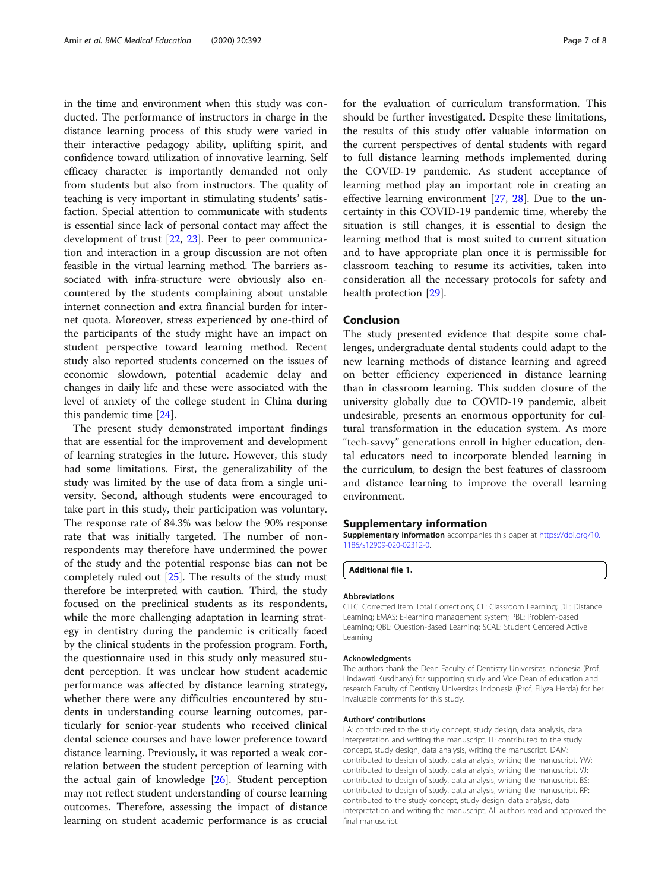in the time and environment when this study was conducted. The performance of instructors in charge in the distance learning process of this study were varied in their interactive pedagogy ability, uplifting spirit, and confidence toward utilization of innovative learning. Self efficacy character is importantly demanded not only from students but also from instructors. The quality of teaching is very important in stimulating students' satisfaction. Special attention to communicate with students is essential since lack of personal contact may affect the development of trust [22, 23]. Peer to peer communication and interaction in a group discussion are not often feasible in the virtual learning method. The barriers associated with infra-structure were obviously also encountered by the students complaining about unstable internet connection and extra financial burden for internet quota. Moreover, stress experienced by one-third of the participants of the study might have an impact on student perspective toward learning method. Recent study also reported students concerned on the issues of economic slowdown, potential academic delay and changes in daily life and these were associated with the level of anxiety of the college student in China during this pandemic time [24].

The present study demonstrated important findings that are essential for the improvement and development of learning strategies in the future. However, this study had some limitations. First, the generalizability of the study was limited by the use of data from a single university. Second, although students were encouraged to take part in this study, their participation was voluntary. The response rate of 84.3% was below the 90% response rate that was initially targeted. The number of non-respondents may therefore have undermined the power of the study and the potential response bias can not be completely ruled out [25]. The results of the study must therefore be interpreted with caution. Third, the study focused on the preclinical students as its respondents, while the more challenging adaptation in learning strategy in dentistry during the pandemic is critically faced by the clinical students in the profession program. Forth, the questionnaire used in this study only measured student perception. It was unclear how student academic performance was affected by distance learning strategy, whether there were any difficulties encountered by students in understanding course learning outcomes, particularly for senior-year students who received clinical dental science courses and have lower preference toward distance learning. Previously, it was reported a weak correlation between the student perception of learning with the actual gain of knowledge [26]. Student perception may not reflect student understanding of course learning outcomes. Therefore, assessing the impact of distance learning on student academic performance is as crucial for the evaluation of curriculum transformation. This should be further investigated. Despite these limitations, the results of this study offer valuable information on the current perspectives of dental students with regard to full distance learning methods implemented during the COVID-19 pandemic. As student acceptance of learning method play an important role in creating an effective learning environment [27, 28]. Due to the uncertainty in this COVID-19 pandemic time, whereby the situation is still changes, it is essential to design the learning method that is most suited to current situation and to have appropriate plan once it is permissible for classroom teaching to resume its activities, taken into consideration all the necessary protocols for safety and health protection [29].

## Conclusion

The study presented evidence that despite some challenges, undergraduate dental students could adapt to the new learning methods of distance learning and agreed on better efficiency experienced in distance learning than in classroom learning. This sudden closure of the university globally due to COVID-19 pandemic, albeit undesirable, presents an enormous opportunity for cultural transformation in the education system. As more "tech-savvy" generations enroll in higher education, dental educators need to incorporate blended learning in the curriculum, to design the best features of classroom and distance learning to improve the overall learning environment.

## Supplementary information

**Supplementary information** accompanies this paper at https://doi.org/10.1186/s12909-020-02312-0.

**Additional file 1.**

#### Abbreviations

CITC: Corrected Item Total Corrections; CL: Classroom Learning; DL: Distance Learning; EMAS: E-learning management system; PBL: Problem-based Learning; QBL: Question-Based Learning; SCAL: Student Centered Active Learning

#### Acknowledgments

The authors thank the Dean Faculty of Dentistry Universitas Indonesia (Prof. Lindawati Kusdhany) for supporting study and Vice Dean of education and research Faculty of Dentistry Universitas Indonesia (Prof. Ellyza Herda) for her invaluable comments for this study.

#### Authors' contributions

LA: contributed to the study concept, study design, data analysis, data interpretation and writing the manuscript. IT: contributed to the study concept, study design, data analysis, writing the manuscript. DAM: contributed to design of study, data analysis, writing the manuscript. YW: contributed to design of study, data analysis, writing the manuscript. VJ: contributed to design of study, data analysis, writing the manuscript. BS: contributed to design of study, data analysis, writing the manuscript. RP: contributed to the study concept, study design, data analysis, data interpretation and writing the manuscript. All authors read and approved the final manuscript.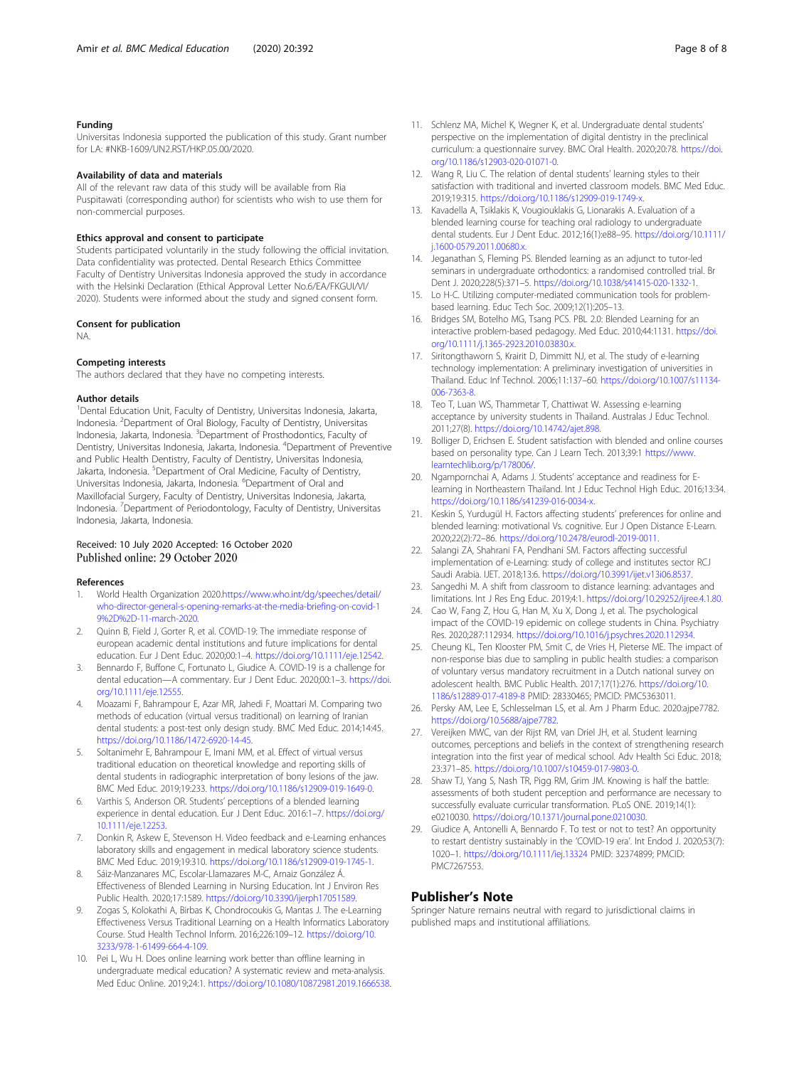### Funding

Universitas Indonesia supported the publication of this study. Grant number for LA: #NKB-1609/UN2.RST/HKP.05.00/2020.

### Availability of data and materials

All of the relevant raw data of this study will be available from Ria Puspitawati (corresponding author) for scientists who wish to use them for non-commercial purposes.

### Ethics approval and consent to participate

Students participated voluntarily in the study following the official invitation. Data confidentiality was protected. Dental Research Ethics Committee Faculty of Dentistry Universitas Indonesia approved the study in accordance with the Helsinki Declaration (Ethical Approval Letter No.6/EA/FKGUI/VI/2020). Students were informed about the study and signed consent form.

### Consent for publication

NA.

### Competing interests

The authors declared that they have no competing interests.

### Author details

[1]Dental Education Unit, Faculty of Dentistry, Universitas Indonesia, Jakarta, Indonesia. [2]Department of Oral Biology, Faculty of Dentistry, Universitas Indonesia, Jakarta, Indonesia. [3]Department of Prosthodontics, Faculty of Dentistry, Universitas Indonesia, Jakarta, Indonesia. [4]Department of Preventive and Public Health Dentistry, Faculty of Dentistry, Universitas Indonesia, Jakarta, Indonesia. [5]Department of Oral Medicine, Faculty of Dentistry, Universitas Indonesia, Jakarta, Indonesia. [6]Department of Oral and Maxillofacial Surgery, Faculty of Dentistry, Universitas Indonesia, Jakarta, Indonesia. [7]Department of Periodontology, Faculty of Dentistry, Universitas Indonesia, Jakarta, Indonesia.

Received: 10 July 2020 Accepted: 16 October 2020
Published online: 29 October 2020

### References

1. World Health Organization 2020.https://www.who.int/dg/speeches/detail/who-director-general-s-opening-remarks-at-the-media-briefing-on-covid-19%2D%2D-11-march-2020.
2. Quinn B, Field J, Gorter R, et al. COVID-19: The immediate response of european academic dental institutions and future implications for dental education. Eur J Dent Educ. 2020;00:1–4. https://doi.org/10.1111/eje.12542.
3. Bennardo F, Buffone C, Fortunato L, Giudice A. COVID-19 is a challenge for dental education—A commentary. Eur J Dent Educ. 2020;00:1–3. https://doi.org/10.1111/eje.12555.
4. Moazami F, Bahrampour E, Azar MR, Jahedi F, Moattari M. Comparing two methods of education (virtual versus traditional) on learning of Iranian dental students: a post-test only design study. BMC Med Educ. 2014;14:45. https://doi.org/10.1186/1472-6920-14-45.
5. Soltanimehr E, Bahrampour E, Imani MM, et al. Effect of virtual versus traditional education on theoretical knowledge and reporting skills of dental students in radiographic interpretation of bony lesions of the jaw. BMC Med Educ. 2019;19:233. https://doi.org/10.1186/s12909-019-1649-0.
6. Varthis S, Anderson OR. Students' perceptions of a blended learning experience in dental education. Eur J Dent Educ. 2016:1–7. https://doi.org/10.1111/eje.12253.
7. Donkin R, Askew E, Stevenson H. Video feedback and e-Learning enhances laboratory skills and engagement in medical laboratory science students. BMC Med Educ. 2019;19:310. https://doi.org/10.1186/s12909-019-1745-1.
8. Sáiz-Manzanares MC, Escolar-Llamazares M-C, Arnaiz González Á. Effectiveness of Blended Learning in Nursing Education. Int J Environ Res Public Health. 2020;17:1589. https://doi.org/10.3390/ijerph17051589.
9. Zogas S, Kolokathi A, Birbas K, Chondrocoukis G, Mantas J. The e-Learning Effectiveness Versus Traditional Learning on a Health Informatics Laboratory Course. Stud Health Technol Inform. 2016;226:109–12. https://doi.org/10.3233/978-1-61499-664-4-109.
10. Pei L, Wu H. Does online learning work better than offline learning in undergraduate medical education? A systematic review and meta-analysis. Med Educ Online. 2019;24:1. https://doi.org/10.1080/10872981.2019.1666538.
11. Schlenz MA, Michel K, Wegner K, et al. Undergraduate dental students' perspective on the implementation of digital dentistry in the preclinical curriculum: a questionnaire survey. BMC Oral Health. 2020;20:78. https://doi.org/10.1186/s12903-020-01071-0.
12. Wang R, Liu C. The relation of dental students' learning styles to their satisfaction with traditional and inverted classroom models. BMC Med Educ. 2019;19:315. https://doi.org/10.1186/s12909-019-1749-x.
13. Kavadella A, Tsiklakis K, Vougiouklakis G, Lionarakis A. Evaluation of a blended learning course for teaching oral radiology to undergraduate dental students. Eur J Dent Educ. 2012;16(1):e88–95. https://doi.org/10.1111/j.1600-0579.2011.00680.x.
14. Jeganathan S, Fleming PS. Blended learning as an adjunct to tutor-led seminars in undergraduate orthodontics: a randomised controlled trial. Br Dent J. 2020;228(5):371–5. https://doi.org/10.1038/s41415-020-1332-1.
15. Lo H-C. Utilizing computer-mediated communication tools for problem-based learning. Educ Tech Soc. 2009;12(1):205–13.
16. Bridges SM, Botelho MG, Tsang PCS. PBL 2.0: Blended Learning for an interactive problem-based pedagogy. Med Educ. 2010;44:1131. https://doi.org/10.1111/j.1365-2923.2010.03830.x.
17. Siritongthaworn S, Krairit D, Dimmitt NJ, et al. The study of e-learning technology implementation: A preliminary investigation of universities in Thailand. Educ Inf Technol. 2006;11:137–60. https://doi.org/10.1007/s11134-006-7363-8.
18. Teo T, Luan WS, Thammetar T, Chattiwat W. Assessing e-learning acceptance by university students in Thailand. Australas J Educ Technol. 2011;27(8). https://doi.org/10.14742/ajet.898.
19. Bolliger D, Erichsen E. Student satisfaction with blended and online courses based on personality type. Can J Learn Tech. 2013;39:1 https://www.learntechlib.org/p/178006/.
20. Ngampornchai A, Adams J. Students' acceptance and readiness for E-learning in Northeastern Thailand. Int J Educ Technol High Educ. 2016;13:34. https://doi.org/10.1186/s41239-016-0034-x.
21. Keskin S, Yurdugül H. Factors affecting students' preferences for online and blended learning: motivational Vs. cognitive. Eur J Open Distance E-Learn. 2020;22(2):72–86. https://doi.org/10.2478/eurodl-2019-0011.
22. Salangi ZA, Shahrani FA, Pendhani SM. Factors affecting successful implementation of e-Learning: study of college and institutes sector RCJ Saudi Arabia. IJET. 2018;13:6. https://doi.org/10.3991/ijet.v13i06.8537.
23. Sangedhi M. A shift from classroom to distance learning: advantages and limitations. Int J Res Eng Educ. 2019;4:1. https://doi.org/10.29252/ijree.4.1.80.
24. Cao W, Fang Z, Hou G, Han M, Xu X, Dong J, et al. The psychological impact of the COVID-19 epidemic on college students in China. Psychiatry Res. 2020;287:112934. https://doi.org/10.1016/j.psychres.2020.112934.
25. Cheung KL, Ten Klooster PM, Smit C, de Vries H, Pieterse ME. The impact of non-response bias due to sampling in public health studies: a comparison of voluntary versus mandatory recruitment in a Dutch national survey on adolescent health. BMC Public Health. 2017;17(1):276. https://doi.org/10.1186/s12889-017-4189-8 PMID: 28330465; PMCID: PMC5363011.
26. Persky AM, Lee E, Schlesselman LS, et al. Am J Pharm Educ. 2020:ajpe7782. https://doi.org/10.5688/ajpe7782.
27. Vereijken MWC, van der Rijst RM, van Driel JH, et al. Student learning outcomes, perceptions and beliefs in the context of strengthening research integration into the first year of medical school. Adv Health Sci Educ. 2018;23:371–85. https://doi.org/10.1007/s10459-017-9803-0.
28. Shaw TJ, Yang S, Nash TR, Pigg RM, Grim JM. Knowing is half the battle: assessments of both student perception and performance are necessary to successfully evaluate curricular transformation. PLoS ONE. 2019;14(1):e0210030. https://doi.org/10.1371/journal.pone.0210030.
29. Giudice A, Antonelli A, Bennardo F. To test or not to test? An opportunity to restart dentistry sustainably in the 'COVID-19 era'. Int Endod J. 2020;53(7):1020–1. https://doi.org/10.1111/iej.13324 PMID: 32374899; PMCID: PMC7267553.

## Publisher's Note

Springer Nature remains neutral with regard to jurisdictional claims in published maps and institutional affiliations.